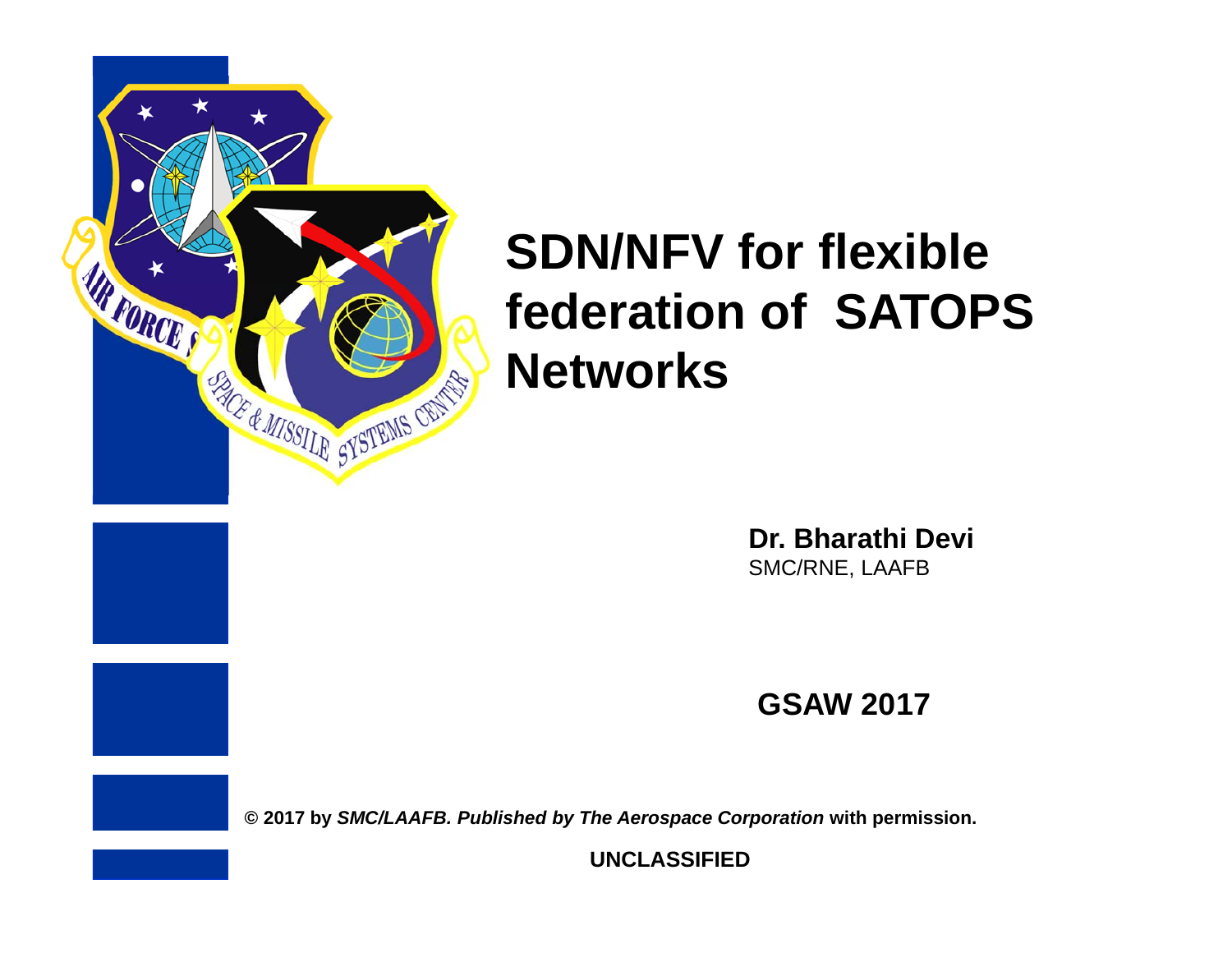# SDN/NFV for flexible federation of SATOPS Networks

**Dr. Bharathi Devi**
SMC/RNE, LAAFB

**GSAW 2017**

**© 2017 by *SMC/LAAFB. Published by The Aerospace Corporation* with permission.**

**UNCLASSIFIED**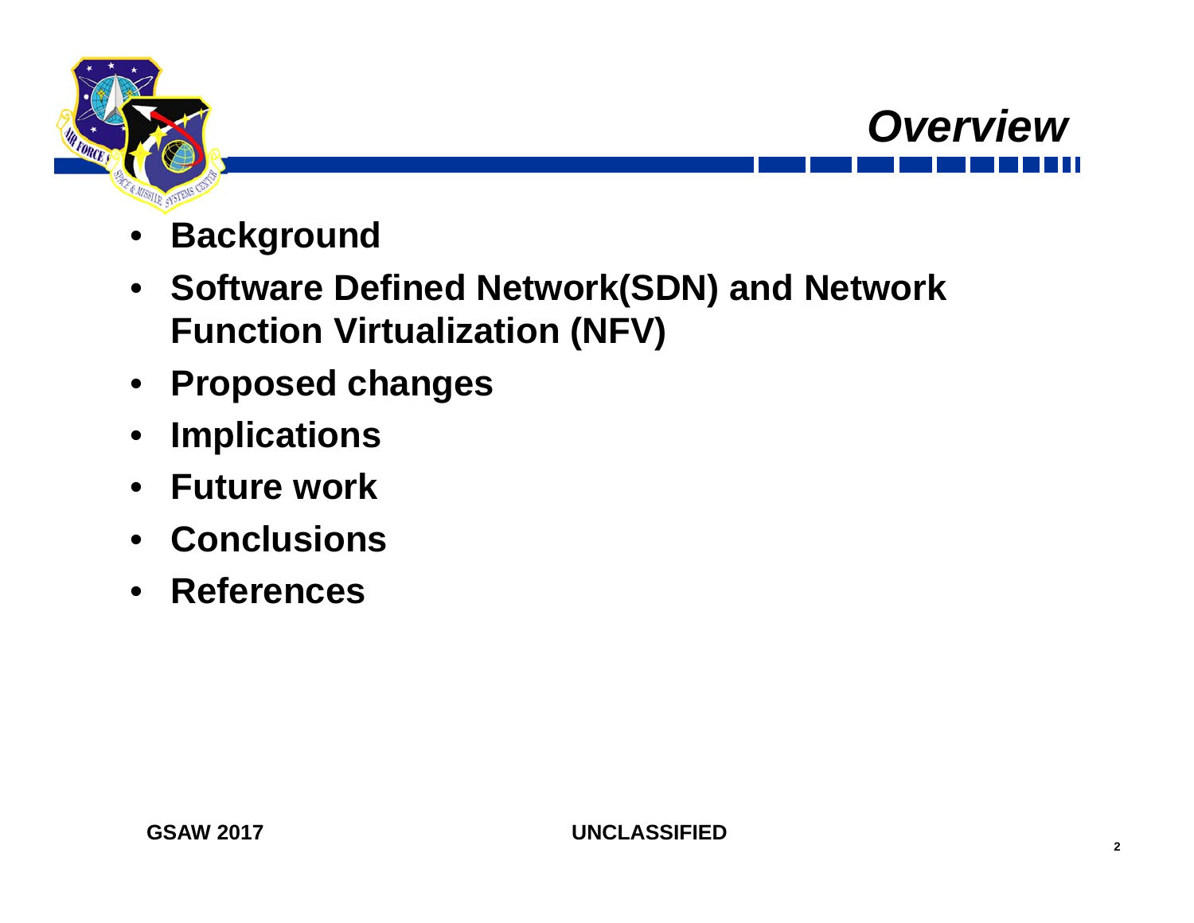# Overview

- **Background**
- **Software Defined Network(SDN) and Network Function Virtualization (NFV)**
- **Proposed changes**
- **Implications**
- **Future work**
- **Conclusions**
- **References**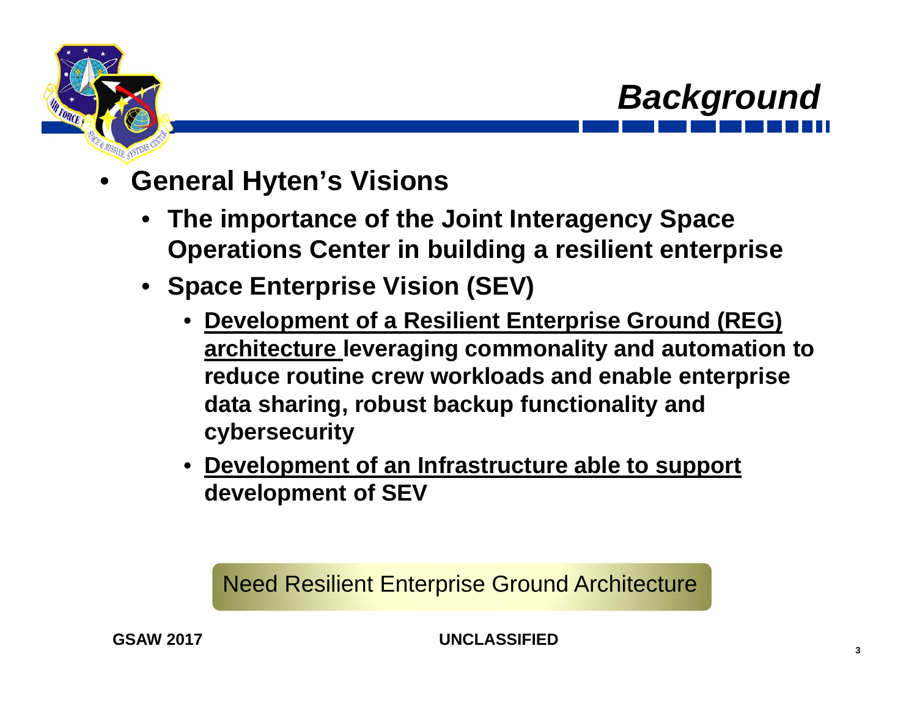# Background

- **General Hyten's Visions**
  - **The importance of the Joint Interagency Space Operations Center in building a resilient enterprise**
  - **Space Enterprise Vision (SEV)**
    - **<u>Development of a Resilient Enterprise Ground (REG) architecture</u> leveraging commonality and automation to reduce routine crew workloads and enable enterprise data sharing, robust backup functionality and cybersecurity**
    - **<u>Development of an Infrastructure able to support</u> development of SEV**

Need Resilient Enterprise Ground Architecture

**GSAW 2017**

**UNCLASSIFIED**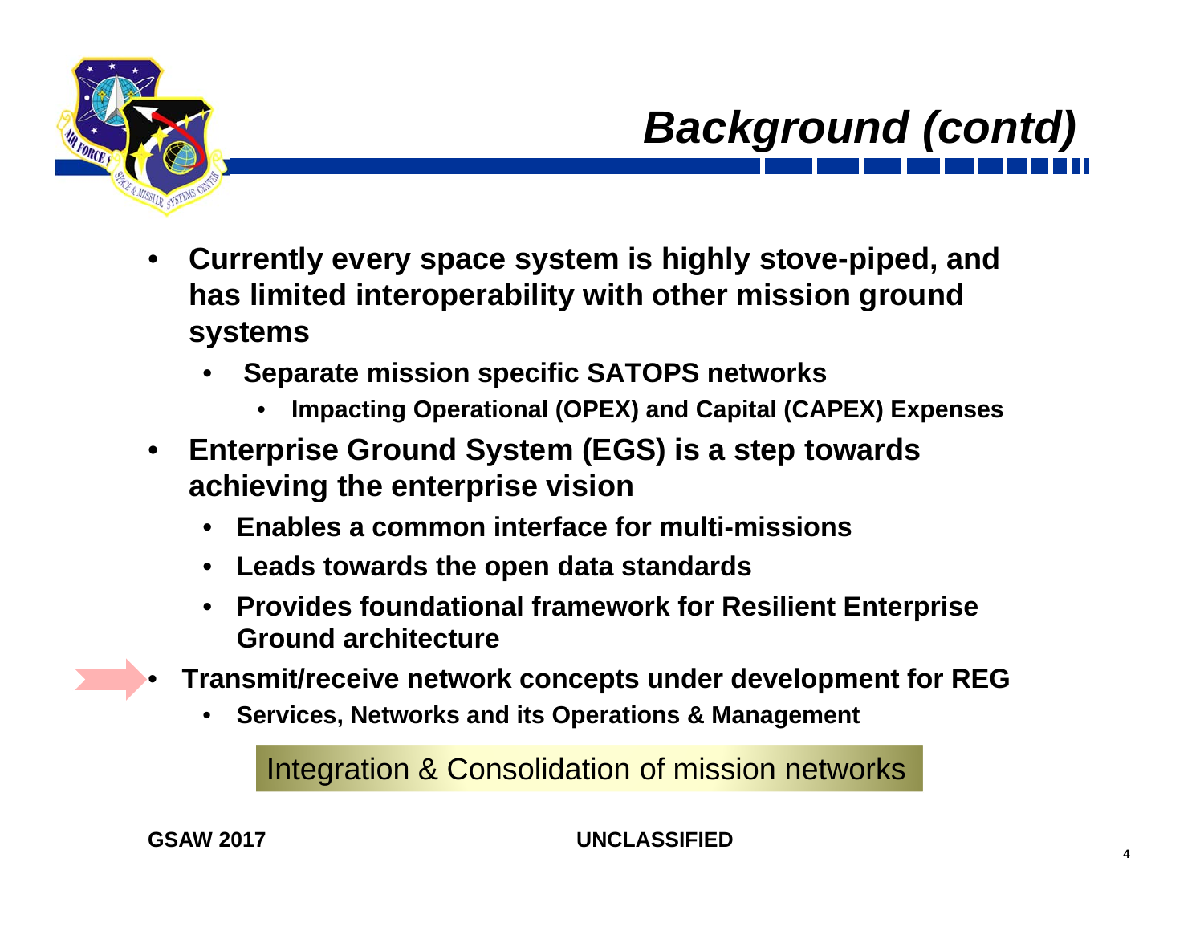# Background (contd)

- **Currently every space system is highly stove-piped, and has limited interoperability with other mission ground systems**
  - **Separate mission specific SATOPS networks**
    - **Impacting Operational (OPEX) and Capital (CAPEX) Expenses**
- **Enterprise Ground System (EGS) is a step towards achieving the enterprise vision**
  - **Enables a common interface for multi-missions**
  - **Leads towards the open data standards**
  - **Provides foundational framework for Resilient Enterprise Ground architecture**
- **Transmit/receive network concepts under development for REG**
  - **Services, Networks and its Operations & Management**

Integration & Consolidation of mission networks

GSAW 2017

UNCLASSIFIED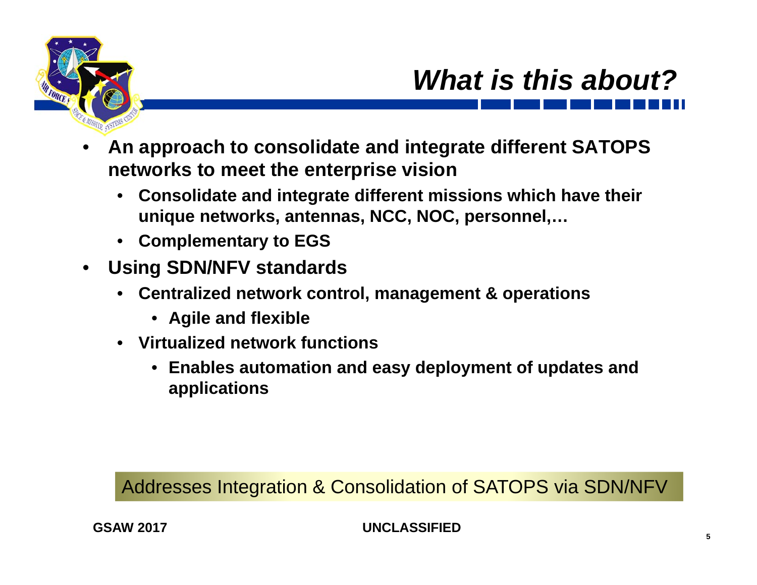# *What is this about?*

- **An approach to consolidate and integrate different SATOPS networks to meet the enterprise vision**
  - **Consolidate and integrate different missions which have their unique networks, antennas, NCC, NOC, personnel,…**
  - **Complementary to EGS**
- **Using SDN/NFV standards**
  - **Centralized network control, management & operations**
    - **Agile and flexible**
  - **Virtualized network functions**
    - **Enables automation and easy deployment of updates and applications**

Addresses Integration & Consolidation of SATOPS via SDN/NFV

**UNCLASSIFIED**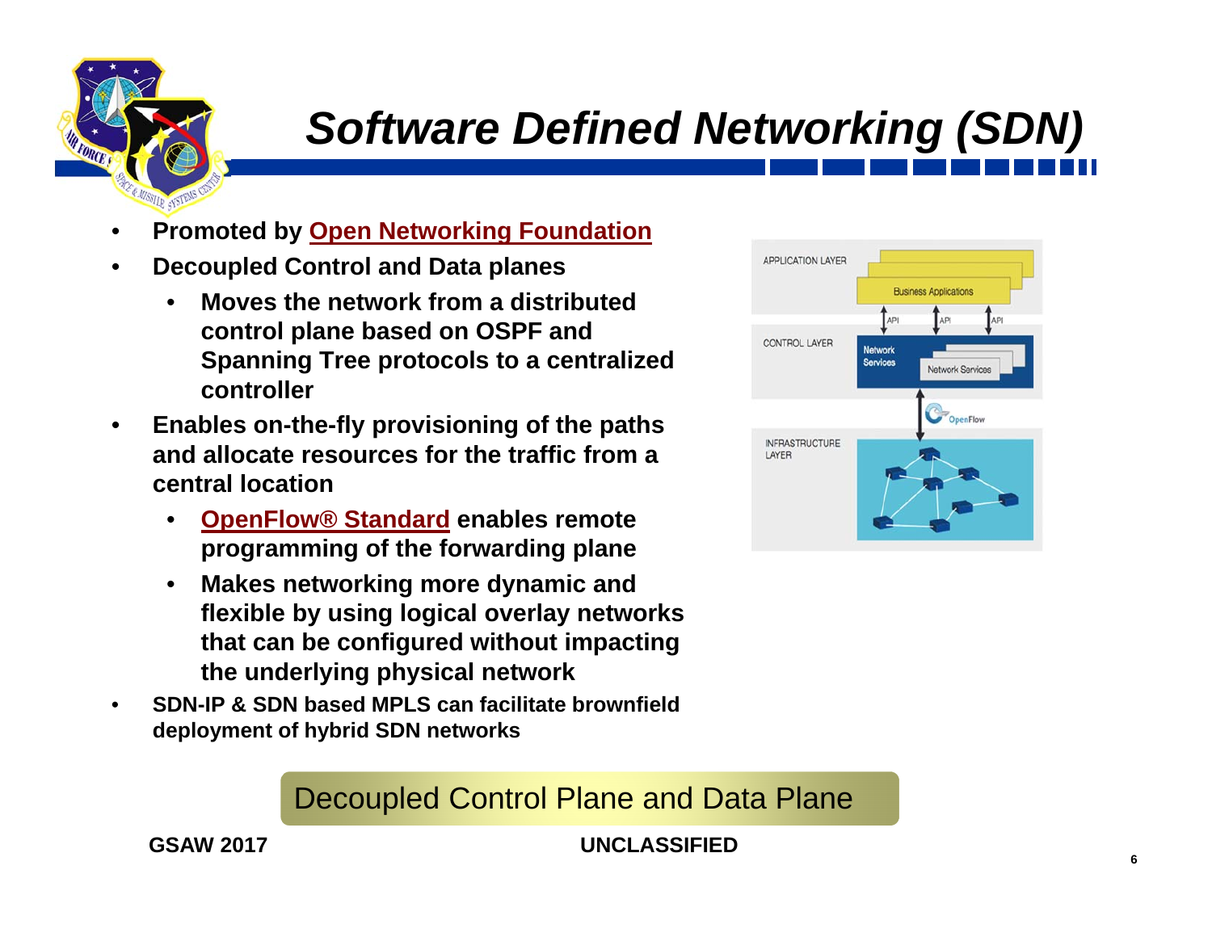# Software Defined Networking (SDN)

- Promoted by Open Networking Foundation
- Decoupled Control and Data planes
  - Moves the network from a distributed control plane based on OSPF and Spanning Tree protocols to a centralized controller
- Enables on-the-fly provisioning of the paths and allocate resources for the traffic from a central location
  - OpenFlow® Standard enables remote programming of the forwarding plane
  - Makes networking more dynamic and flexible by using logical overlay networks that can be configured without impacting the underlying physical network
- SDN-IP & SDN based MPLS can facilitate brownfield deployment of hybrid SDN networks

APPLICATION LAYER — Business Applications

API API API

CONTROL LAYER — Network Services — Network Services

OpenFlow

INFRASTRUCTURE LAYER

Decoupled Control Plane and Data Plane

GSAW 2017

UNCLASSIFIED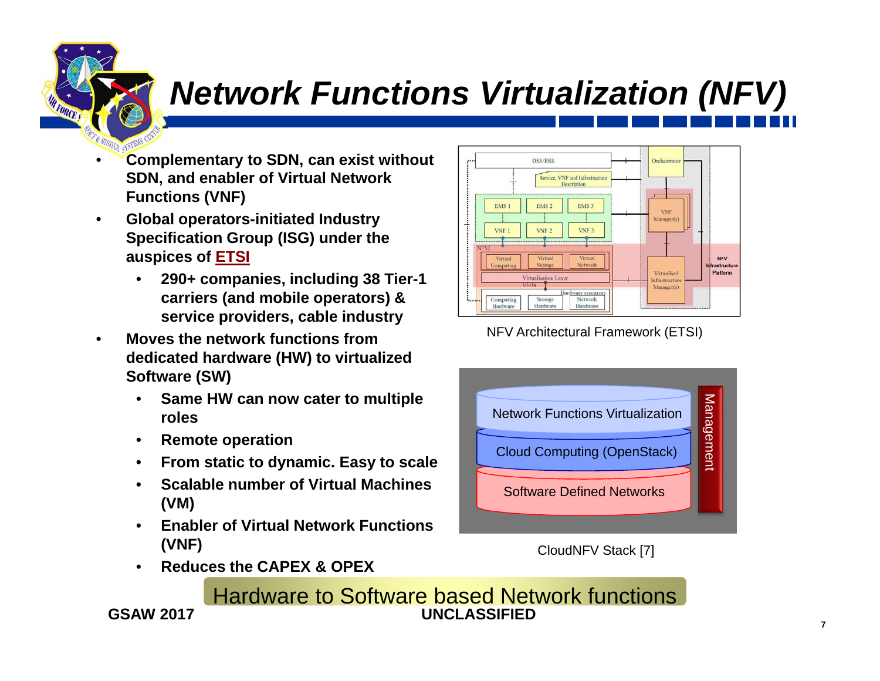# Network Functions Virtualization (NFV)

- **Complementary to SDN, can exist without SDN, and enabler of Virtual Network Functions (VNF)**
- **Global operators-initiated Industry Specification Group (ISG) under the auspices of ETSI**
  - **290+ companies, including 38 Tier-1 carriers (and mobile operators) & service providers, cable industry**
- **Moves the network functions from dedicated hardware (HW) to virtualized Software (SW)**
  - **Same HW can now cater to multiple roles**
  - **Remote operation**
  - **From static to dynamic. Easy to scale**
  - **Scalable number of Virtual Machines (VM)**
  - **Enabler of Virtual Network Functions (VNF)**
  - **Reduces the CAPEX & OPEX**

NFV Architectural Framework (ETSI)

CloudNFV Stack [7]

Hardware to Software based Network functions

**GSAW 2017**

**UNCLASSIFIED**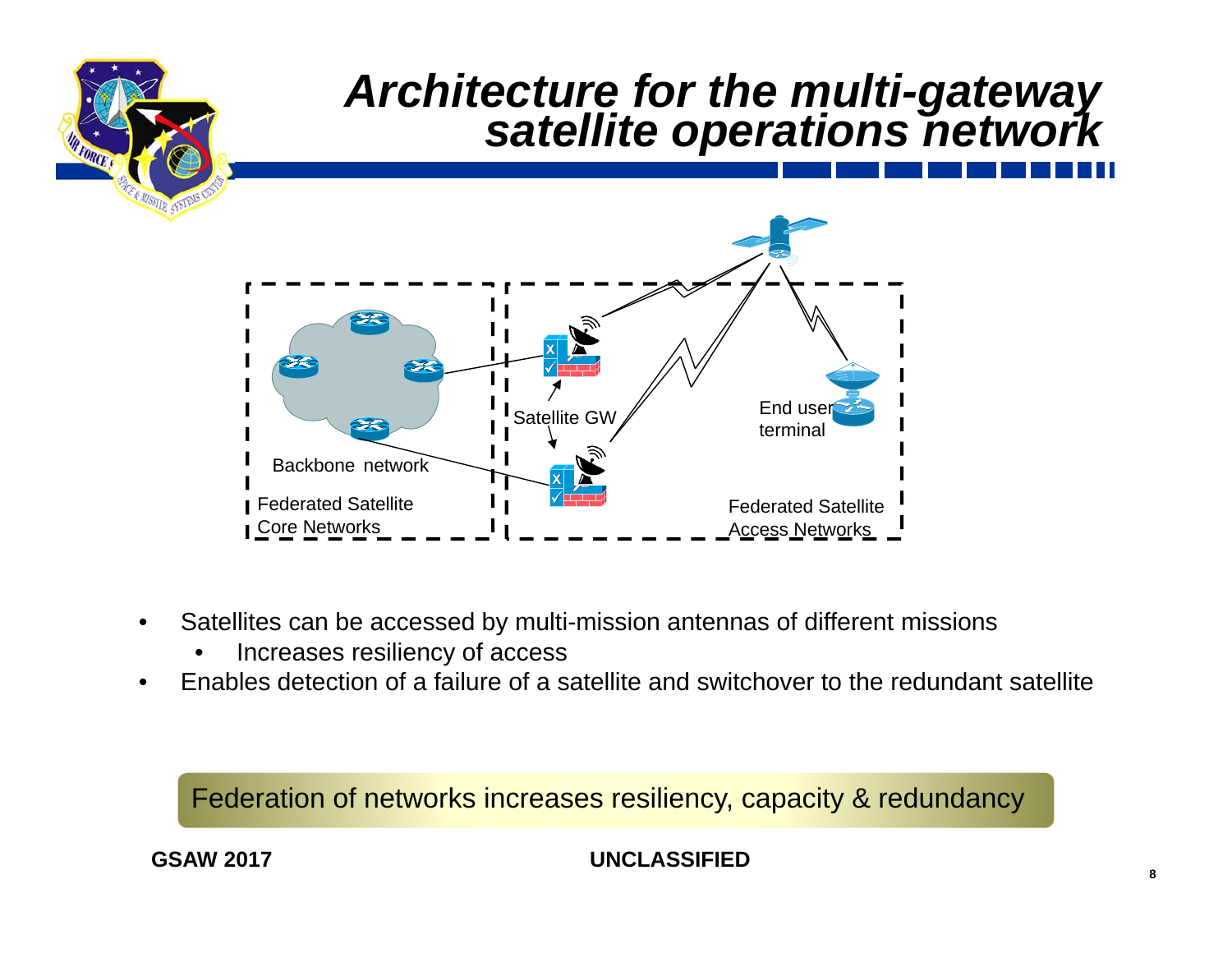# Architecture for the multi-gateway satellite operations network

Backbone network

Federated Satellite Core Networks

Satellite GW

End user terminal

Federated Satellite Access Networks

- Satellites can be accessed by multi-mission antennas of different missions
  - Increases resiliency of access
- Enables detection of a failure of a satellite and switchover to the redundant satellite

Federation of networks increases resiliency, capacity & redundancy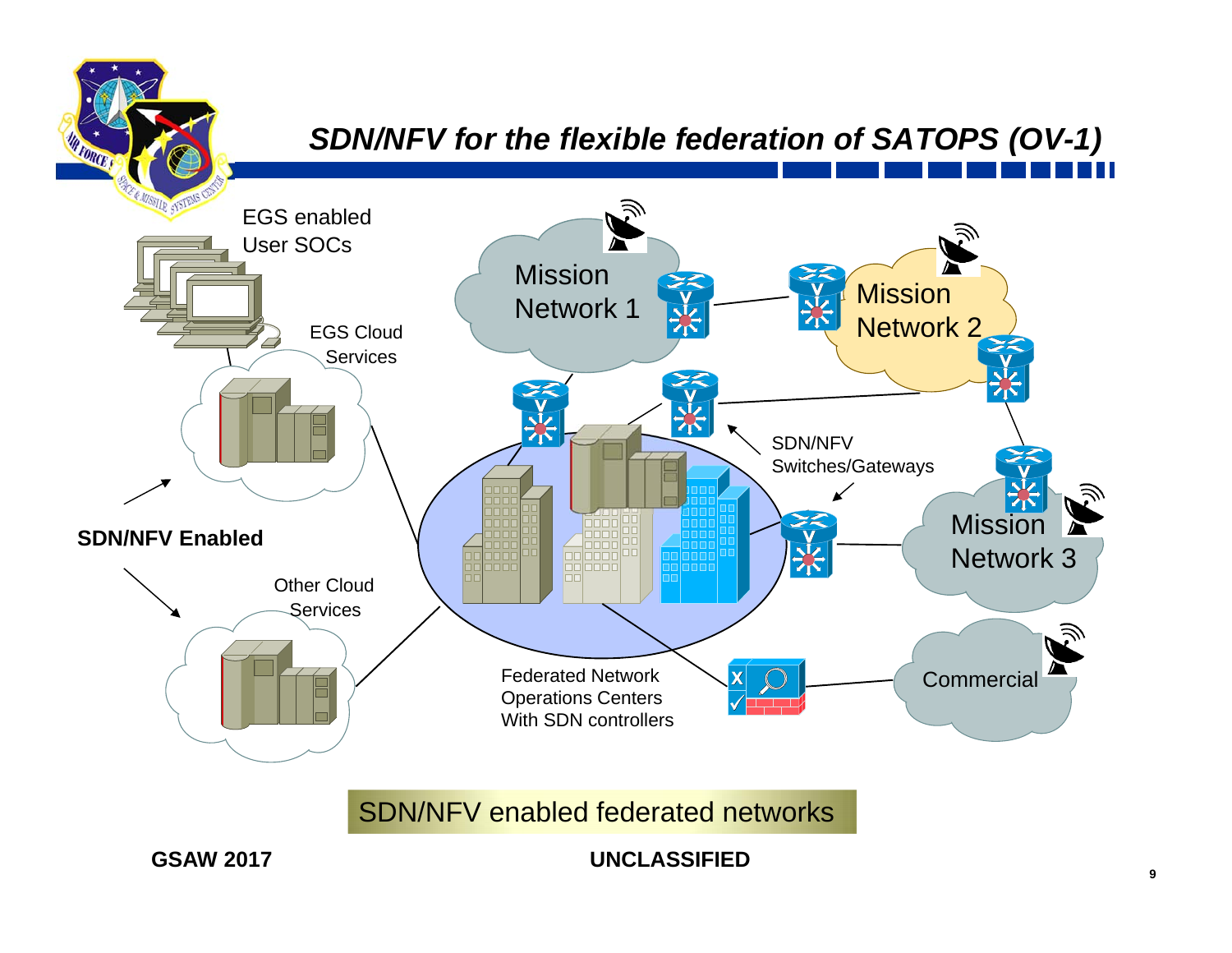# *SDN/NFV for the flexible federation of SATOPS (OV-1)*

EGS enabled User SOCs

EGS Cloud Services

Mission Network 1

Mission Network 2

SDN/NFV Switches/Gateways

**SDN/NFV Enabled**

Mission Network 3

Other Cloud Services

Federated Network Operations Centers With SDN controllers

Commercial

SDN/NFV enabled federated networks

**GSAW 2017**

**UNCLASSIFIED**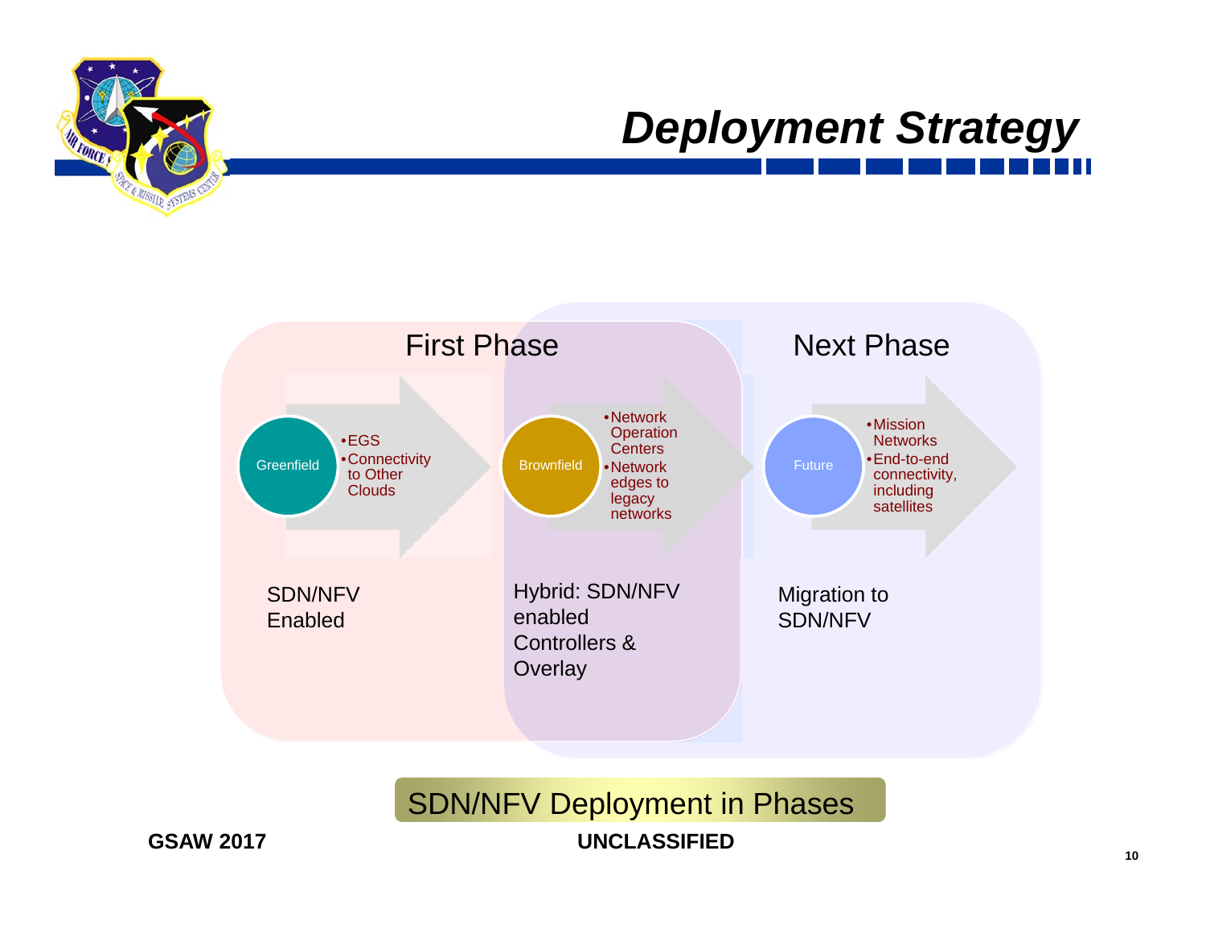# Deployment Strategy

## First Phase

**Greenfield**
- EGS
- Connectivity to Other Clouds

SDN/NFV Enabled

**Brownfield**
- Network Operation Centers
- Network edges to legacy networks

Hybrid: SDN/NFV enabled Controllers & Overlay

## Next Phase

**Future**
- Mission Networks
- End-to-end connectivity, including satellites

Migration to SDN/NFV

SDN/NFV Deployment in Phases

GSAW 2017

UNCLASSIFIED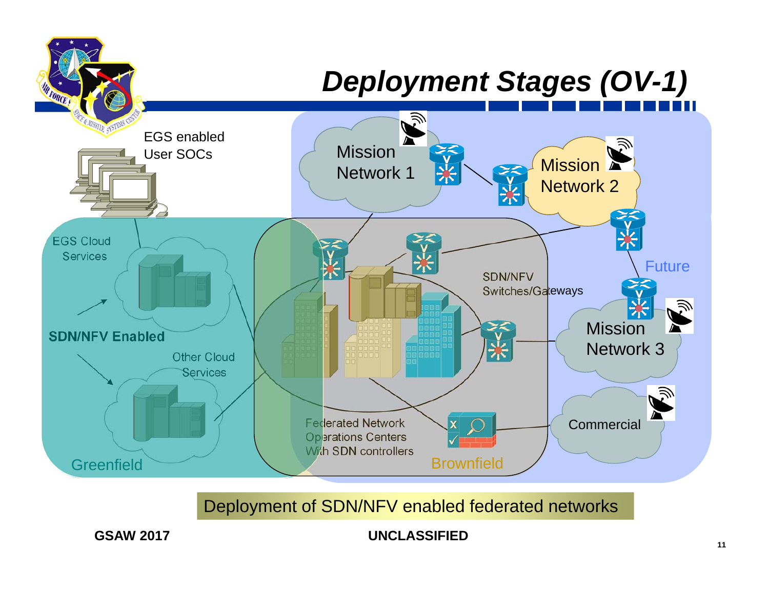# Deployment Stages (OV-1)

EGS enabled User SOCs

EGS Cloud Services

SDN/NFV Enabled

Other Cloud Services

Greenfield

Mission Network 1

Mission Network 2

Mission Network 3

Commercial

Future

SDN/NFV Switches/Gateways

Federated Network Operations Centers With SDN controllers

Brownfield

Deployment of SDN/NFV enabled federated networks

GSAW 2017

UNCLASSIFIED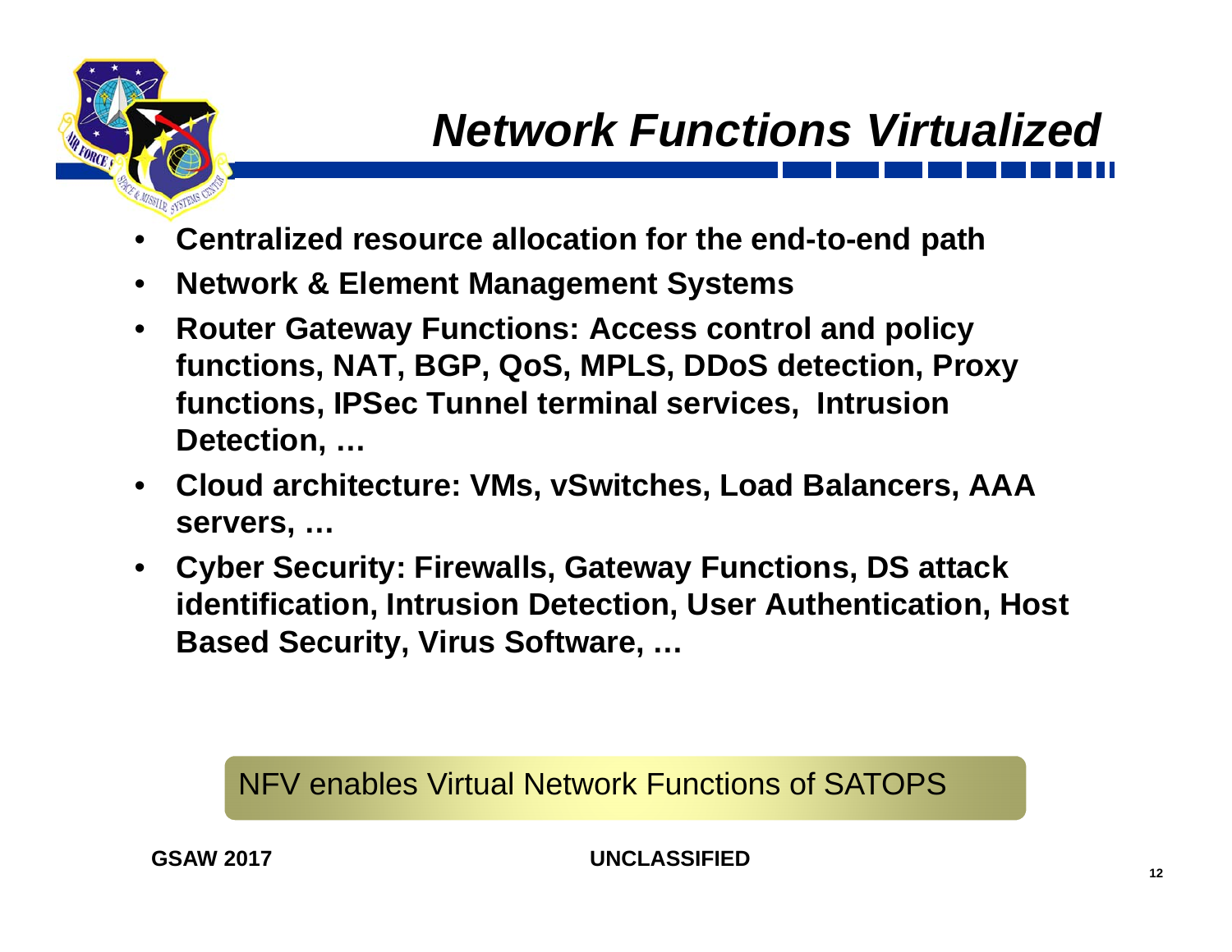# *Network Functions Virtualized*

- **Centralized resource allocation for the end-to-end path**
- **Network & Element Management Systems**
- **Router Gateway Functions: Access control and policy functions, NAT, BGP, QoS, MPLS, DDoS detection, Proxy functions, IPSec Tunnel terminal services, Intrusion Detection, …**
- **Cloud architecture: VMs, vSwitches, Load Balancers, AAA servers, …**
- **Cyber Security: Firewalls, Gateway Functions, DS attack identification, Intrusion Detection, User Authentication, Host Based Security, Virus Software, …**

NFV enables Virtual Network Functions of SATOPS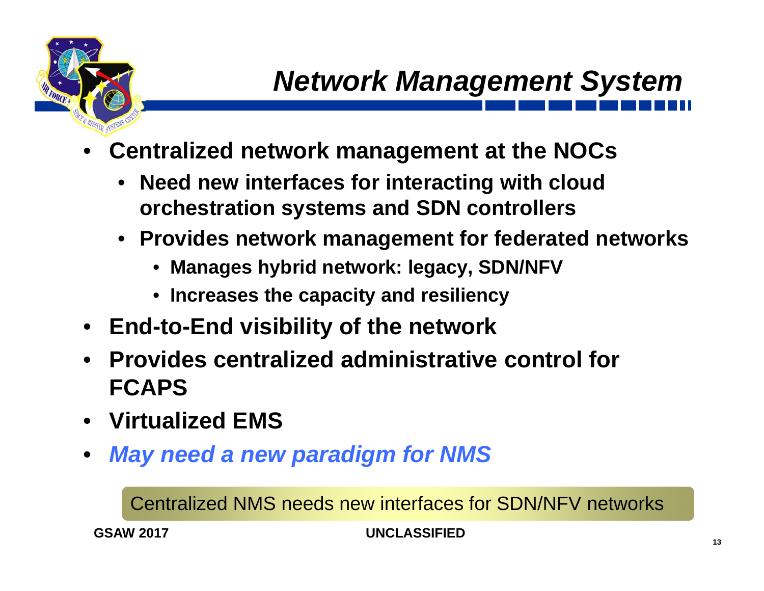# Network Management System

- **Centralized network management at the NOCs**
  - **Need new interfaces for interacting with cloud orchestration systems and SDN controllers**
  - **Provides network management for federated networks**
    - **Manages hybrid network: legacy, SDN/NFV**
    - **Increases the capacity and resiliency**
- **End-to-End visibility of the network**
- **Provides centralized administrative control for FCAPS**
- **Virtualized EMS**
- ***May need a new paradigm for NMS***

Centralized NMS needs new interfaces for SDN/NFV networks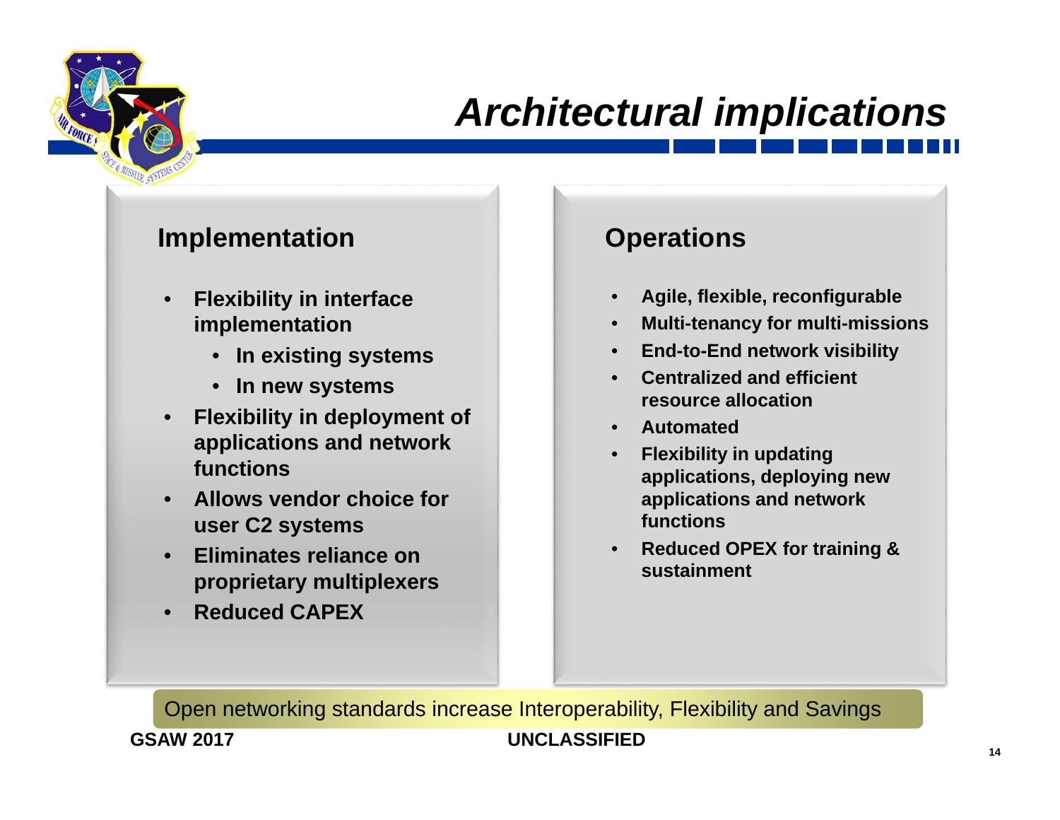# *Architectural implications*

## Implementation

- Flexibility in interface implementation
  - In existing systems
  - In new systems
- Flexibility in deployment of applications and network functions
- Allows vendor choice for user C2 systems
- Eliminates reliance on proprietary multiplexers
- Reduced CAPEX

## Operations

- Agile, flexible, reconfigurable
- Multi-tenancy for multi-missions
- End-to-End network visibility
- Centralized and efficient resource allocation
- Automated
- Flexibility in updating applications, deploying new applications and network functions
- Reduced OPEX for training & sustainment

Open networking standards increase Interoperability, Flexibility and Savings

GSAW 2017

UNCLASSIFIED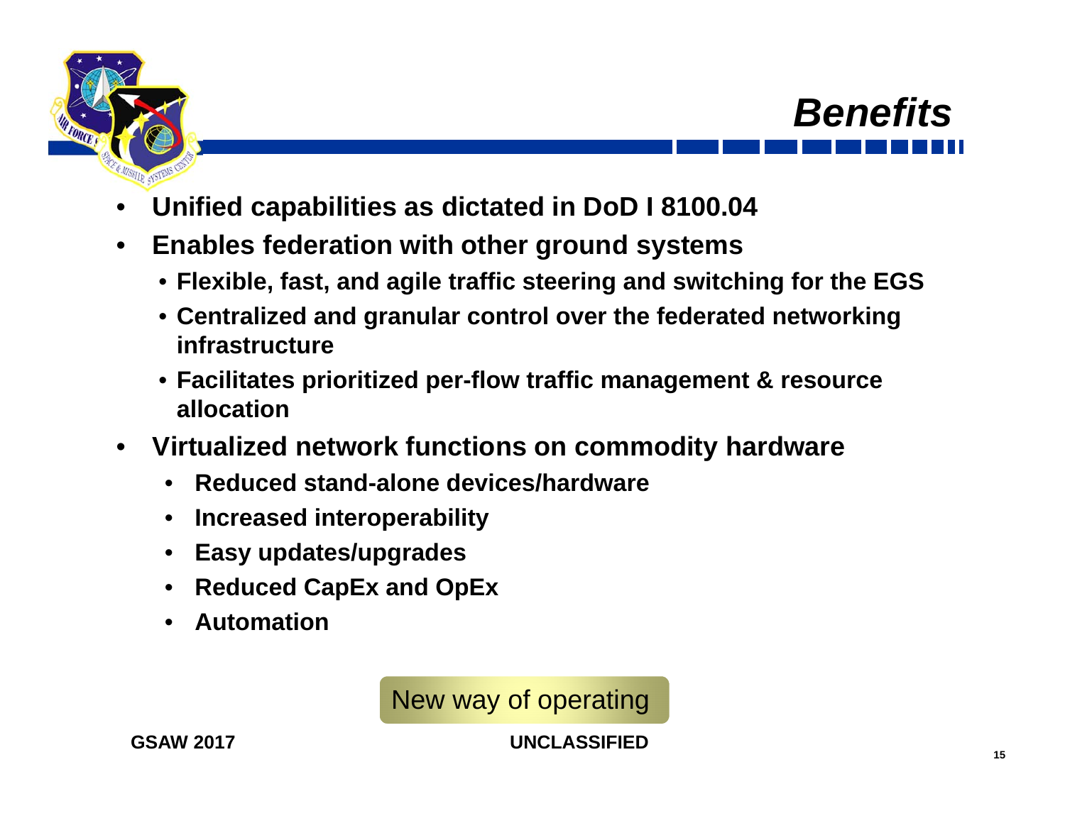# Benefits

- **Unified capabilities as dictated in DoD I 8100.04**
- **Enables federation with other ground systems**
  - **Flexible, fast, and agile traffic steering and switching for the EGS**
  - **Centralized and granular control over the federated networking infrastructure**
  - **Facilitates prioritized per-flow traffic management & resource allocation**
- **Virtualized network functions on commodity hardware**
  - **Reduced stand-alone devices/hardware**
  - **Increased interoperability**
  - **Easy updates/upgrades**
  - **Reduced CapEx and OpEx**
  - **Automation**

New way of operating

**GSAW 2017**

**UNCLASSIFIED**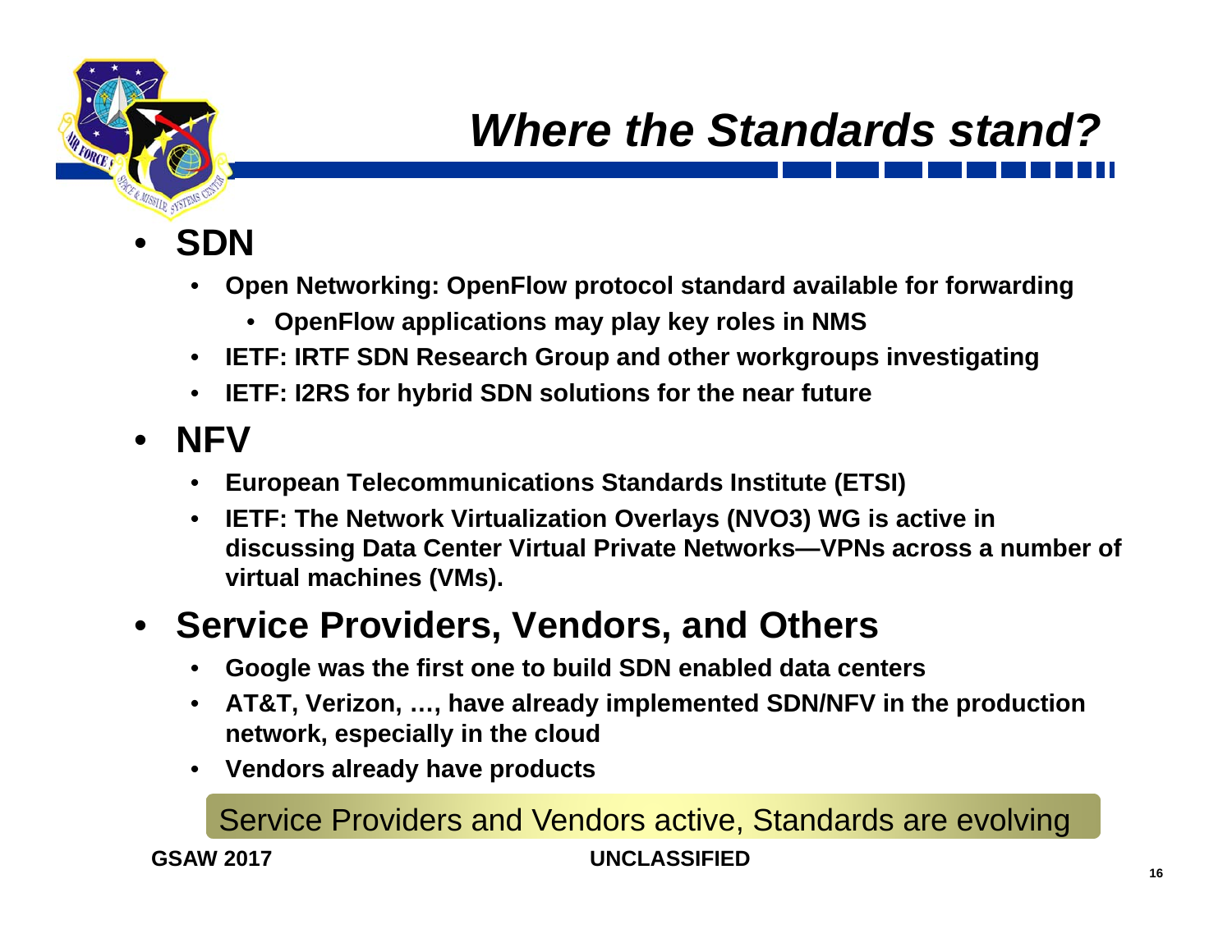# *Where the Standards stand?*

- **SDN**
  - **Open Networking: OpenFlow protocol standard available for forwarding**
    - **OpenFlow applications may play key roles in NMS**
  - **IETF: IRTF SDN Research Group and other workgroups investigating**
  - **IETF: I2RS for hybrid SDN solutions for the near future**
- **NFV**
  - **European Telecommunications Standards Institute (ETSI)**
  - **IETF: The Network Virtualization Overlays (NVO3) WG is active in discussing Data Center Virtual Private Networks—VPNs across a number of virtual machines (VMs).**
- **Service Providers, Vendors, and Others**
  - **Google was the first one to build SDN enabled data centers**
  - **AT&T, Verizon, …, have already implemented SDN/NFV in the production network, especially in the cloud**
  - **Vendors already have products**

Service Providers and Vendors active, Standards are evolving

**GSAW 2017** **UNCLASSIFIED**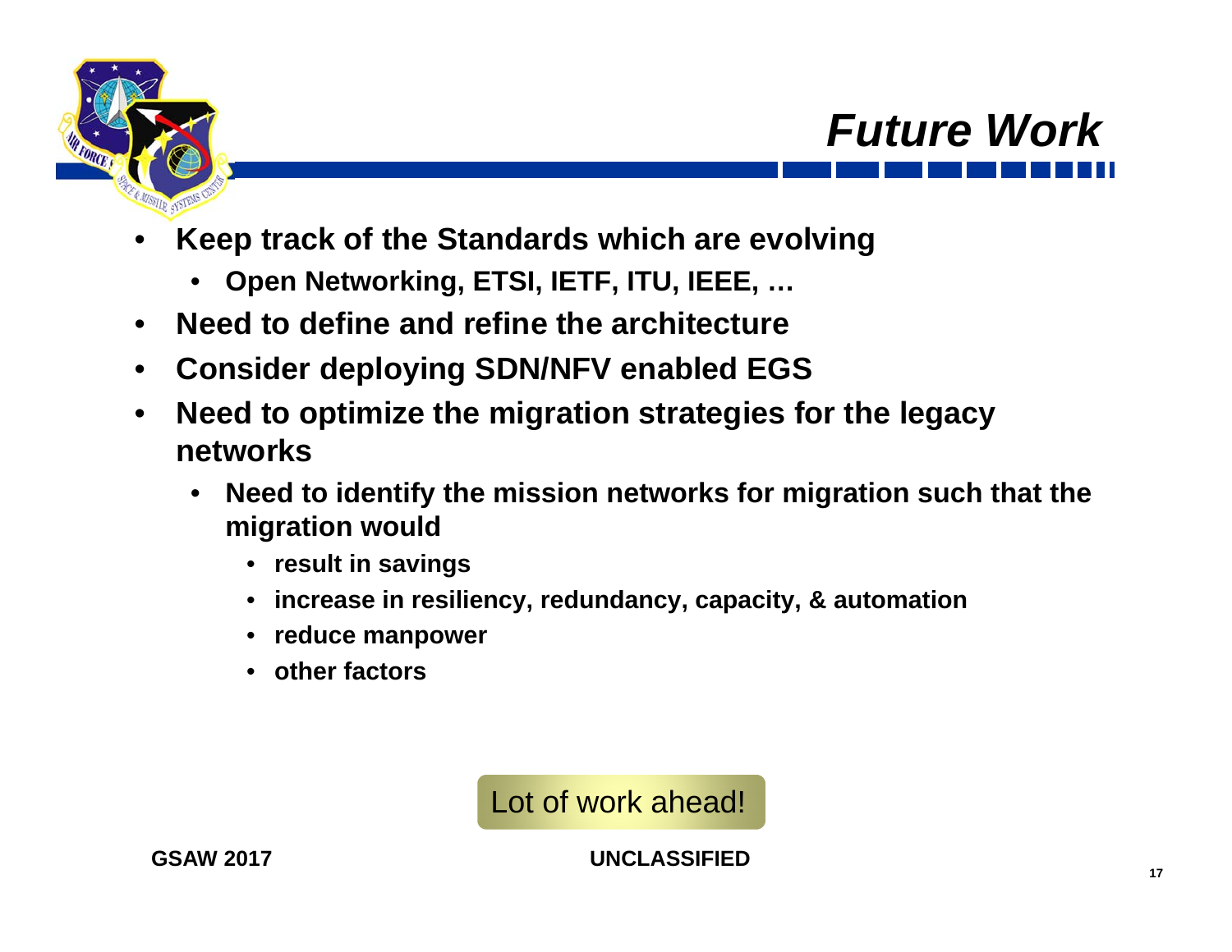# Future Work

- Keep track of the Standards which are evolving
  - Open Networking, ETSI, IETF, ITU, IEEE, …
- Need to define and refine the architecture
- Consider deploying SDN/NFV enabled EGS
- Need to optimize the migration strategies for the legacy networks
  - Need to identify the mission networks for migration such that the migration would
    - result in savings
    - increase in resiliency, redundancy, capacity, & automation
    - reduce manpower
    - other factors

Lot of work ahead!

UNCLASSIFIED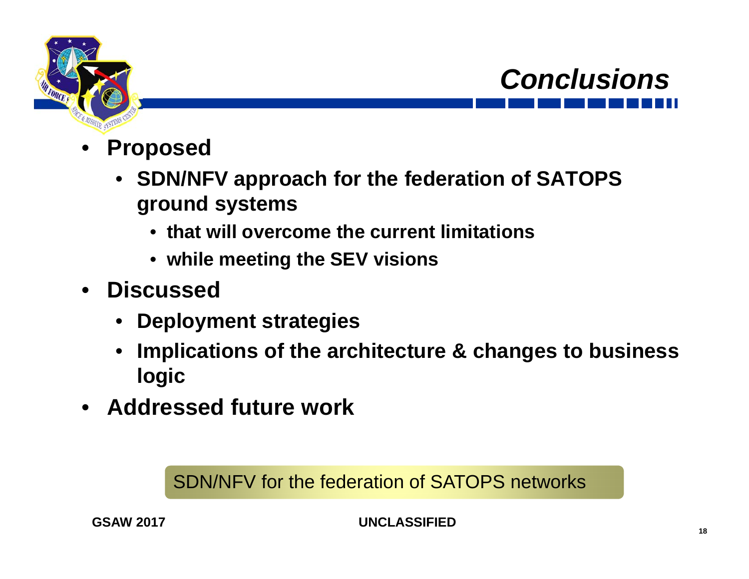# Conclusions

- **Proposed**
  - **SDN/NFV approach for the federation of SATOPS ground systems**
    - **that will overcome the current limitations**
    - **while meeting the SEV visions**
- **Discussed**
  - **Deployment strategies**
  - **Implications of the architecture & changes to business logic**
- **Addressed future work**

SDN/NFV for the federation of SATOPS networks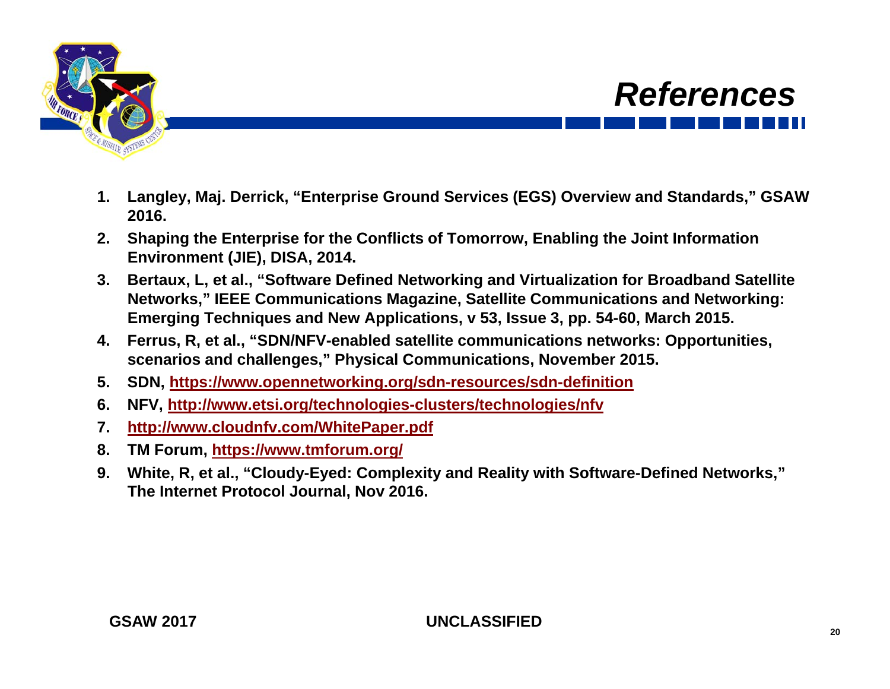# References

1. Langley, Maj. Derrick, "Enterprise Ground Services (EGS) Overview and Standards," GSAW 2016.
2. Shaping the Enterprise for the Conflicts of Tomorrow, Enabling the Joint Information Environment (JIE), DISA, 2014.
3. Bertaux, L, et al., "Software Defined Networking and Virtualization for Broadband Satellite Networks," IEEE Communications Magazine, Satellite Communications and Networking: Emerging Techniques and New Applications, v 53, Issue 3, pp. 54-60, March 2015.
4. Ferrus, R, et al., "SDN/NFV-enabled satellite communications networks: Opportunities, scenarios and challenges," Physical Communications, November 2015.
5. SDN, https://www.opennetworking.org/sdn-resources/sdn-definition
6. NFV, http://www.etsi.org/technologies-clusters/technologies/nfv
7. http://www.cloudnfv.com/WhitePaper.pdf
8. TM Forum, https://www.tmforum.org/
9. White, R, et al., "Cloudy-Eyed: Complexity and Reality with Software-Defined Networks," The Internet Protocol Journal, Nov 2016.

UNCLASSIFIED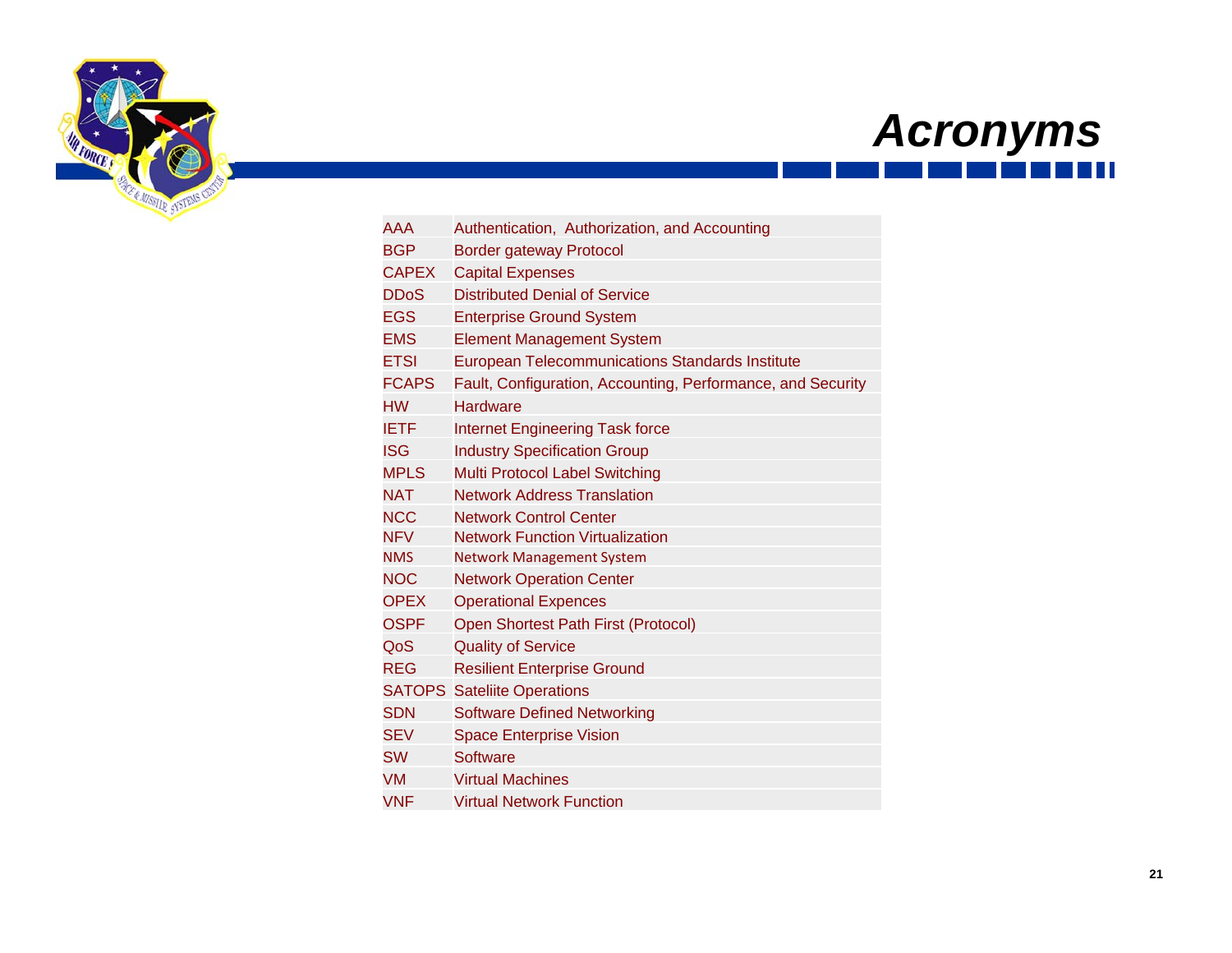# Acronyms

| | |
|---|---|
| AAA | Authentication, Authorization, and Accounting |
| BGP | Border gateway Protocol |
| CAPEX | Capital Expenses |
| DDoS | Distributed Denial of Service |
| EGS | Enterprise Ground System |
| EMS | Element Management System |
| ETSI | European Telecommunications Standards Institute |
| FCAPS | Fault, Configuration, Accounting, Performance, and Security |
| HW | Hardware |
| IETF | Internet Engineering Task force |
| ISG | Industry Specification Group |
| MPLS | Multi Protocol Label Switching |
| NAT | Network Address Translation |
| NCC | Network Control Center |
| NFV | Network Function Virtualization |
| NMS | Network Management System |
| NOC | Network Operation Center |
| OPEX | Operational Expences |
| OSPF | Open Shortest Path First (Protocol) |
| QoS | Quality of Service |
| REG | Resilient Enterprise Ground |
| SATOPS | Sateliite Operations |
| SDN | Software Defined Networking |
| SEV | Space Enterprise Vision |
| SW | Software |
| VM | Virtual Machines |
| VNF | Virtual Network Function |